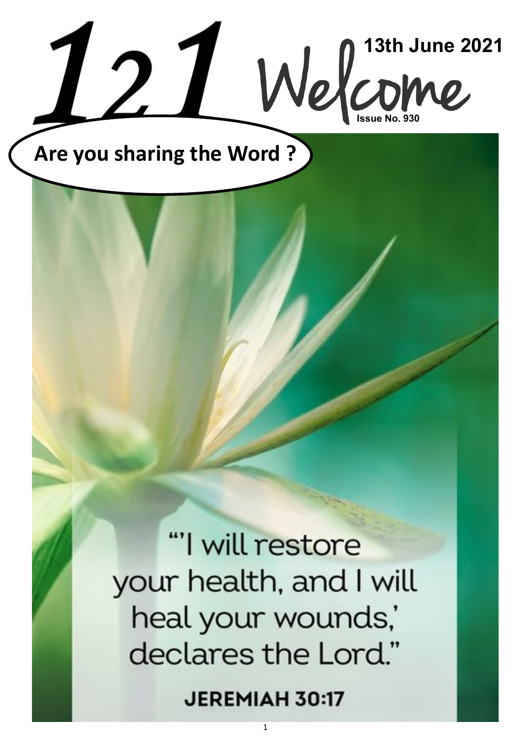# 121 Welcome

**13th June 2021**

**Issue No. 930**

**Are you sharing the Word ?**

"'I will restore your health, and I will heal your wounds,' declares the Lord."

**JEREMIAH 30:17**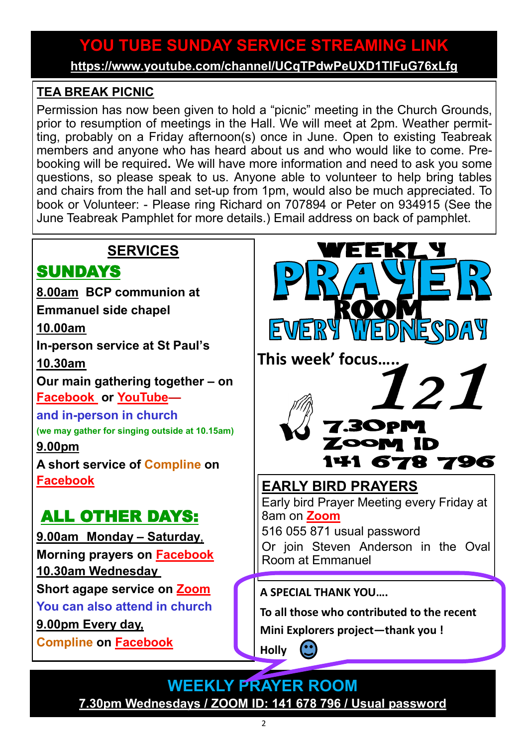## YOU TUBE SUNDAY SERVICE STREAMING LINK

**https://www.youtube.com/channel/UCqTPdwPeUXD1TlFuG76xLfg**

### TEA BREAK PICNIC

Permission has now been given to hold a "picnic" meeting in the Church Grounds, prior to resumption of meetings in the Hall. We will meet at 2pm. Weather permitting, probably on a Friday afternoon(s) once in June. Open to existing Teabreak members and anyone who has heard about us and who would like to come. Pre-booking will be required**.** We will have more information and need to ask you some questions, so please speak to us. Anyone able to volunteer to help bring tables and chairs from the hall and set-up from 1pm, would also be much appreciated. To book or Volunteer: - Please ring Richard on 707894 or Peter on 934915 (See the June Teabreak Pamphlet for more details.) Email address on back of pamphlet.

### SERVICES

#### SUNDAYS

**8.00am BCP communion at Emmanuel side chapel**

**10.00am**
**In-person service at St Paul's**

**10.30am**
**Our main gathering together – on Facebook or YouTube—**
**and in-person in church**
**(we may gather for singing outside at 10.15am)**

**9.00pm**
**A short service of Compline on Facebook**

#### ALL OTHER DAYS:

**9.00am Monday – Saturday,**
**Morning prayers on Facebook**

**10.30am Wednesday**
**Short agape service on Zoom**
**You can also attend in church**

**9.00pm Every day,**
**Compline on Facebook**

### WEEKLY PRAYER ROOM EVERY WEDNESDAY

**This week' focus.....**

**121**

**7.30pm**
**Zoom ID**
**141 678 796**

### EARLY BIRD PRAYERS

Early bird Prayer Meeting every Friday at 8am on Zoom
516 055 871 usual password
Or join Steven Anderson in the Oval Room at Emmanuel

**A SPECIAL THANK YOU....**

**To all those who contributed to the recent Mini Explorers project—thank you !**

**Holly**

## WEEKLY PRAYER ROOM

**7.30pm Wednesdays / ZOOM ID: 141 678 796 / Usual password**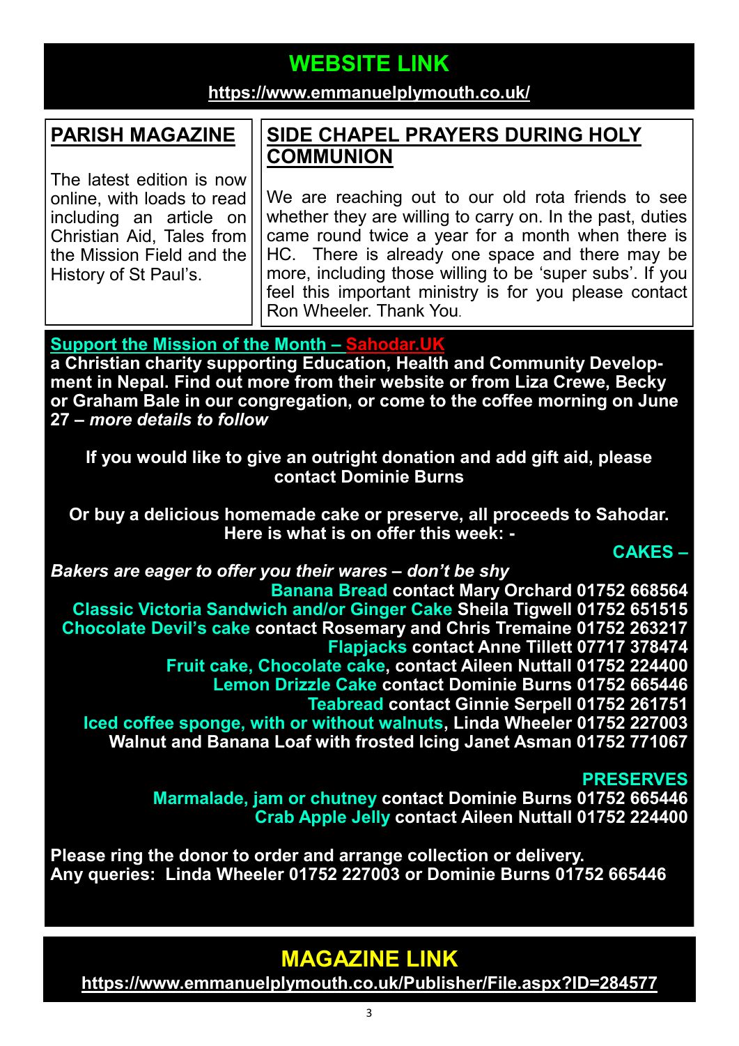## WEBSITE LINK

https://www.emmanuelplymouth.co.uk/

## PARISH MAGAZINE

The latest edition is now online, with loads to read including an article on Christian Aid, Tales from the Mission Field and the History of St Paul's.

## SIDE CHAPEL PRAYERS DURING HOLY COMMUNION

We are reaching out to our old rota friends to see whether they are willing to carry on. In the past, duties came round twice a year for a month when there is HC. There is already one space and there may be more, including those willing to be 'super subs'. If you feel this important ministry is for you please contact Ron Wheeler. Thank You.

**Support the Mission of the Month – Sahodar.UK**

**a Christian charity supporting Education, Health and Community Development in Nepal. Find out more from their website or from Liza Crewe, Becky or Graham Bale in our congregation, or come to the coffee morning on June 27 – *more details to follow***

**If you would like to give an outright donation and add gift aid, please contact Dominie Burns**

**Or buy a delicious homemade cake or preserve, all proceeds to Sahodar. Here is what is on offer this week: -**

**CAKES –**

***Bakers are eager to offer you their wares – don't be shy***

**Banana Bread contact Mary Orchard 01752 668564**
**Classic Victoria Sandwich and/or Ginger Cake Sheila Tigwell 01752 651515**
**Chocolate Devil's cake contact Rosemary and Chris Tremaine 01752 263217**
**Flapjacks contact Anne Tillett 07717 378474**
**Fruit cake, Chocolate cake, contact Aileen Nuttall 01752 224400**
**Lemon Drizzle Cake contact Dominie Burns 01752 665446**
**Teabread contact Ginnie Serpell 01752 261751**
**Iced coffee sponge, with or without walnuts, Linda Wheeler 01752 227003**
**Walnut and Banana Loaf with frosted Icing Janet Asman 01752 771067**

**PRESERVES**

**Marmalade, jam or chutney contact Dominie Burns 01752 665446**
**Crab Apple Jelly contact Aileen Nuttall 01752 224400**

**Please ring the donor to order and arrange collection or delivery.**
**Any queries: Linda Wheeler 01752 227003 or Dominie Burns 01752 665446**

## MAGAZINE LINK

https://www.emmanuelplymouth.co.uk/Publisher/File.aspx?ID=284577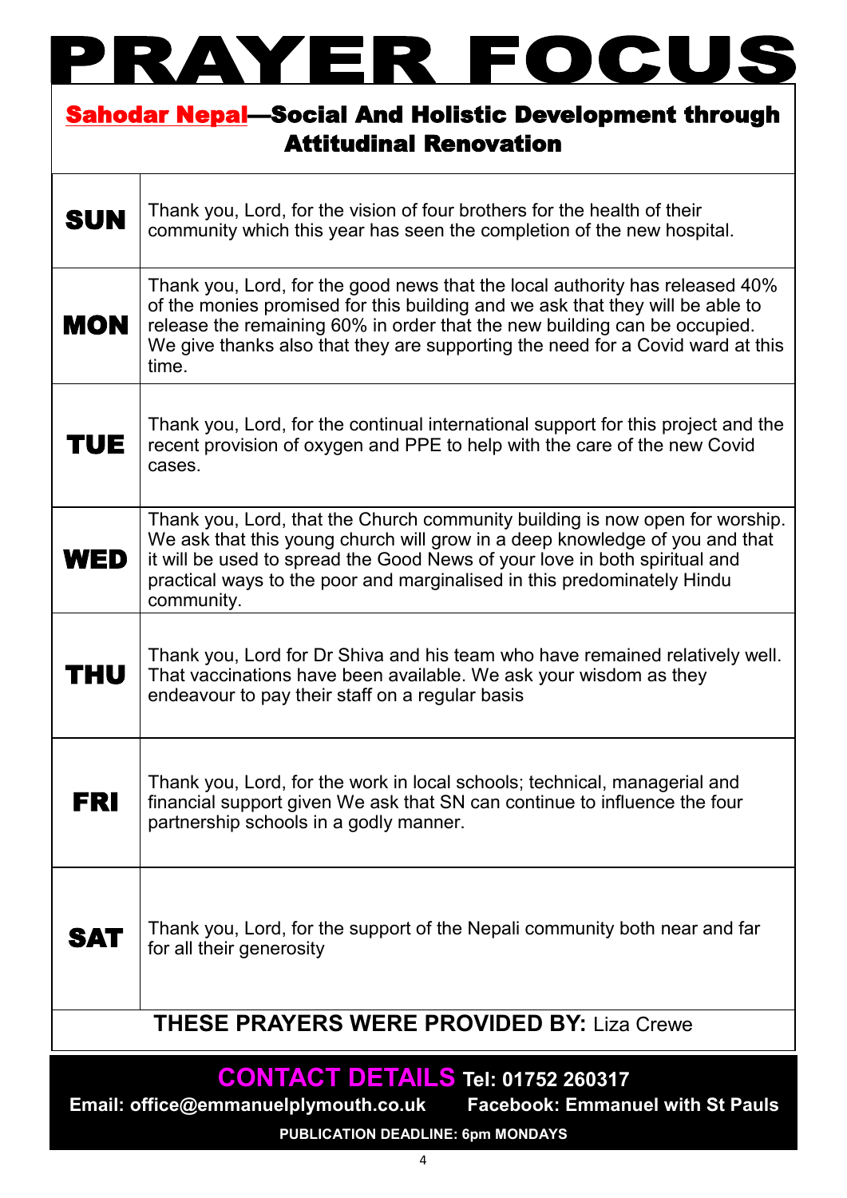# PRAYER FOCUS

## Sahodar Nepal—Social And Holistic Development through Attitudinal Renovation

| | |
|---|---|
| **SUN** | Thank you, Lord, for the vision of four brothers for the health of their community which this year has seen the completion of the new hospital. |
| **MON** | Thank you, Lord, for the good news that the local authority has released 40% of the monies promised for this building and we ask that they will be able to release the remaining 60% in order that the new building can be occupied. We give thanks also that they are supporting the need for a Covid ward at this time. |
| **TUE** | Thank you, Lord, for the continual international support for this project and the recent provision of oxygen and PPE to help with the care of the new Covid cases. |
| **WED** | Thank you, Lord, that the Church community building is now open for worship. We ask that this young church will grow in a deep knowledge of you and that it will be used to spread the Good News of your love in both spiritual and practical ways to the poor and marginalised in this predominately Hindu community. |
| **THU** | Thank you, Lord for Dr Shiva and his team who have remained relatively well. That vaccinations have been available. We ask your wisdom as they endeavour to pay their staff on a regular basis |
| **FRI** | Thank you, Lord, for the work in local schools; technical, managerial and financial support given We ask that SN can continue to influence the four partnership schools in a godly manner. |
| **SAT** | Thank you, Lord, for the support of the Nepali community both near and far for all their generosity |

**THESE PRAYERS WERE PROVIDED BY:** Liza Crewe

**CONTACT DETAILS Tel: 01752 260317**

**Email: office@emmanuelplymouth.co.uk** **Facebook: Emmanuel with St Pauls**

**PUBLICATION DEADLINE: 6pm MONDAYS**